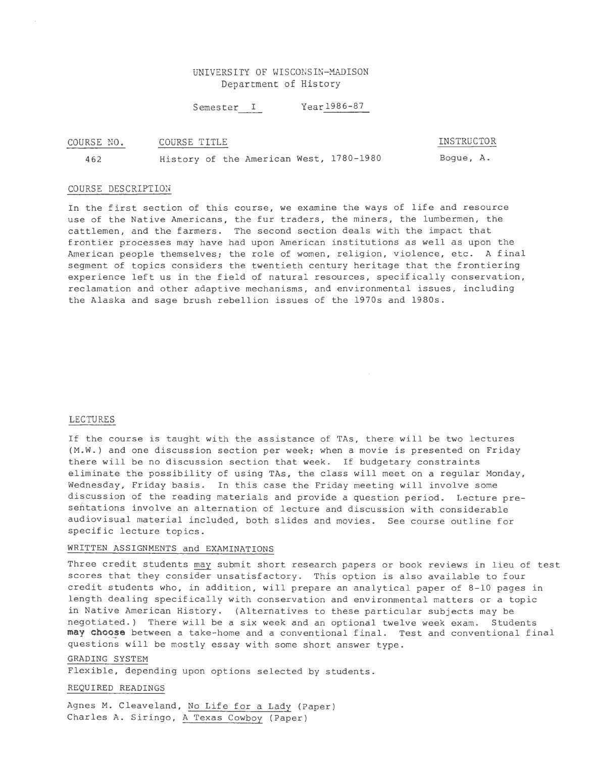UNIVERSITY OF WISCONSIN-MADISON
Department of History

Semester I Year 1986-87

| COURSE NO. | COURSE TITLE | INSTRUCTOR |
|---|---|---|
| 462 | History of the American West, 1780-1980 | Bogue, A. |

## COURSE DESCRIPTION

In the first section of this course, we examine the ways of life and resource use of the Native Americans, the fur traders, the miners, the lumbermen, the cattlemen, and the farmers. The second section deals with the impact that frontier processes may have had upon American institutions as well as upon the American people themselves; the role of women, religion, violence, etc. A final segment of topics considers the twentieth century heritage that the frontiering experience left us in the field of natural resources, specifically conservation, reclamation and other adaptive mechanisms, and environmental issues, including the Alaska and sage brush rebellion issues of the 1970s and 1980s.

## LECTURES

If the course is taught with the assistance of TAs, there will be two lectures (M.W.) and one discussion section per week; when a movie is presented on Friday there will be no discussion section that week. If budgetary constraints eliminate the possibility of using TAs, the class will meet on a regular Monday, Wednesday, Friday basis. In this case the Friday meeting will involve some discussion of the reading materials and provide a question period. Lecture presentations involve an alternation of lecture and discussion with considerable audiovisual material included, both slides and movies. See course outline for specific lecture topics.

## WRITTEN ASSIGNMENTS and EXAMINATIONS

Three credit students may submit short research papers or book reviews in lieu of test scores that they consider unsatisfactory. This option is also available to four credit students who, in addition, will prepare an analytical paper of 8-10 pages in length dealing specifically with conservation and environmental matters or a topic in Native American History. (Alternatives to these particular subjects may be negotiated.) There will be a six week and an optional twelve week exam. Students **may choose** between a take-home and a conventional final. Test and conventional final questions will be mostly essay with some short answer type.

## GRADING SYSTEM

Flexible, depending upon options selected by students.

## REQUIRED READINGS

Agnes M. Cleaveland, No Life for a Lady (Paper)
Charles A. Siringo, A Texas Cowboy (Paper)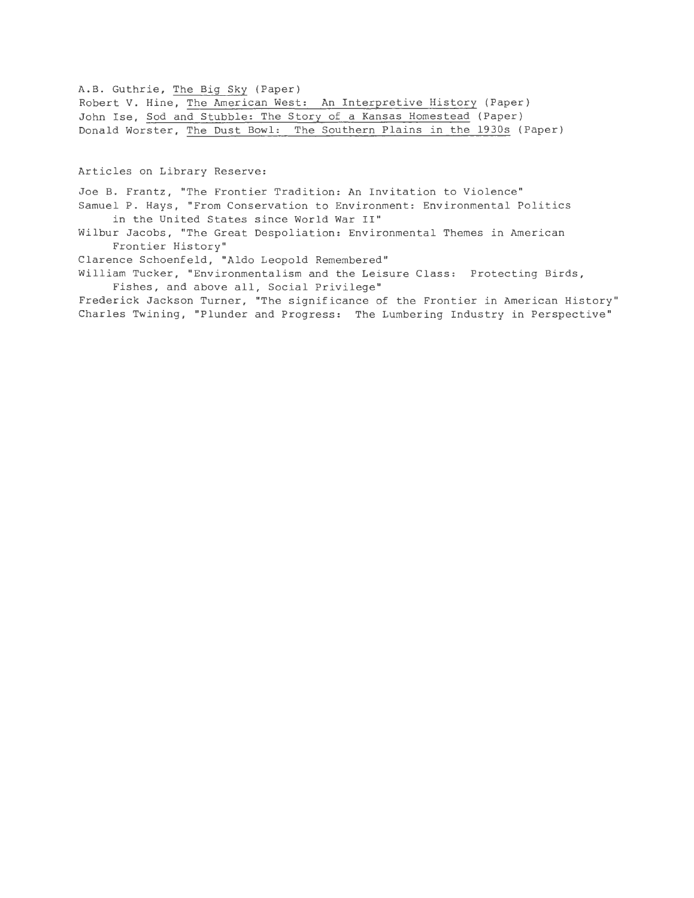A.B. Guthrie, The Big Sky (Paper)
Robert V. Hine, The American West: An Interpretive History (Paper)
John Ise, Sod and Stubble: The Story of a Kansas Homestead (Paper)
Donald Worster, The Dust Bowl: The Southern Plains in the 1930s (Paper)

Articles on Library Reserve:

Joe B. Frantz, "The Frontier Tradition: An Invitation to Violence"
Samuel P. Hays, "From Conservation to Environment: Environmental Politics in the United States since World War II"
Wilbur Jacobs, "The Great Despoliation: Environmental Themes in American Frontier History"
Clarence Schoenfeld, "Aldo Leopold Remembered"
William Tucker, "Environmentalism and the Leisure Class: Protecting Birds, Fishes, and above all, Social Privilege"
Frederick Jackson Turner, "The significance of the Frontier in American History"
Charles Twining, "Plunder and Progress: The Lumbering Industry in Perspective"